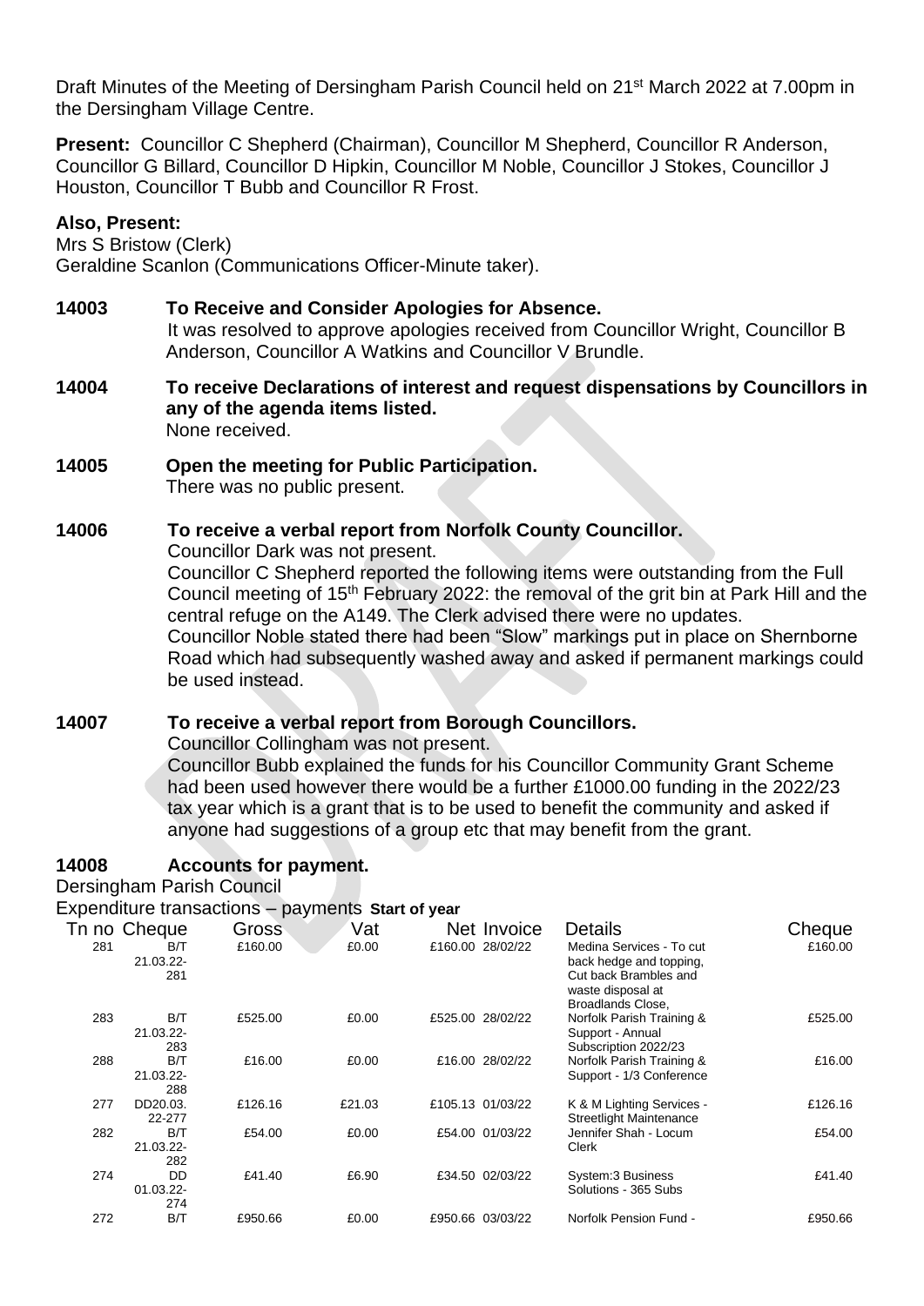Draft Minutes of the Meeting of Dersingham Parish Council held on 21st March 2022 at 7.00pm in the Dersingham Village Centre.

**Present:** Councillor C Shepherd (Chairman), Councillor M Shepherd, Councillor R Anderson, Councillor G Billard, Councillor D Hipkin, Councillor M Noble, Councillor J Stokes, Councillor J Houston, Councillor T Bubb and Councillor R Frost.

**Also, Present:**
Mrs S Bristow (Clerk)
Geraldine Scanlon (Communications Officer-Minute taker).

**14003 To Receive and Consider Apologies for Absence.**
It was resolved to approve apologies received from Councillor Wright, Councillor B Anderson, Councillor A Watkins and Councillor V Brundle.

**14004 To receive Declarations of interest and request dispensations by Councillors in any of the agenda items listed.**
None received.

**14005 Open the meeting for Public Participation.**
There was no public present.

**14006 To receive a verbal report from Norfolk County Councillor.**
Councillor Dark was not present.
Councillor C Shepherd reported the following items were outstanding from the Full Council meeting of 15th February 2022: the removal of the grit bin at Park Hill and the central refuge on the A149. The Clerk advised there were no updates.
Councillor Noble stated there had been "Slow" markings put in place on Shernborne Road which had subsequently washed away and asked if permanent markings could be used instead.

**14007 To receive a verbal report from Borough Councillors.**
Councillor Collingham was not present.
Councillor Bubb explained the funds for his Councillor Community Grant Scheme had been used however there would be a further £1000.00 funding in the 2022/23 tax year which is a grant that is to be used to benefit the community and asked if anyone had suggestions of a group etc that may benefit from the grant.

**14008 Accounts for payment.**

Dersingham Parish Council

Expenditure transactions – payments **Start of year**

| Tn no | Cheque | Gross | Vat | Net | Invoice | Details | Cheque |
|---|---|---|---|---|---|---|---|
| 281 | B/T 21.03.22-281 | £160.00 | £0.00 | £160.00 | 28/02/22 | Medina Services - To cut back hedge and topping, Cut back Brambles and waste disposal at Broadlands Close, | £160.00 |
| 283 | B/T 21.03.22-283 | £525.00 | £0.00 | £525.00 | 28/02/22 | Norfolk Parish Training & Support - Annual Subscription 2022/23 | £525.00 |
| 288 | B/T 21.03.22-288 | £16.00 | £0.00 | £16.00 | 28/02/22 | Norfolk Parish Training & Support - 1/3 Conference | £16.00 |
| 277 | DD20.03.22-277 | £126.16 | £21.03 | £105.13 | 01/03/22 | K & M Lighting Services - Streetlight Maintenance | £126.16 |
| 282 | B/T 21.03.22-282 | £54.00 | £0.00 | £54.00 | 01/03/22 | Jennifer Shah - Locum Clerk | £54.00 |
| 274 | DD 01.03.22-274 | £41.40 | £6.90 | £34.50 | 02/03/22 | System:3 Business Solutions - 365 Subs | £41.40 |
| 272 | B/T | £950.66 | £0.00 | £950.66 | 03/03/22 | Norfolk Pension Fund - | £950.66 |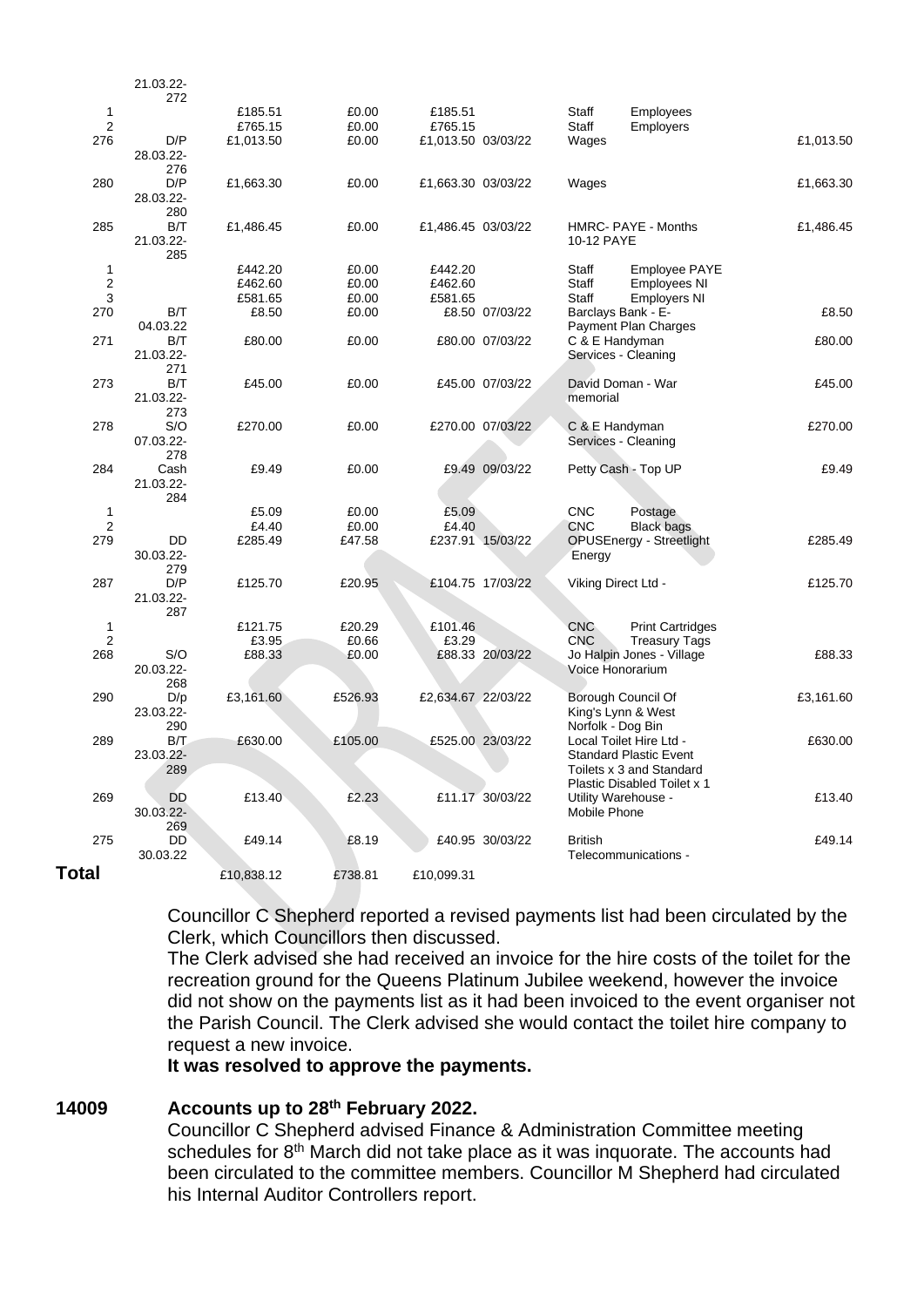|  |  |  |  |  |  |  |  |
|---|---|---|---|---|---|---|---|
|  | 21.03.22-272 |  |  |  |  |  |  |
| 1 |  | £185.51 | £0.00 | £185.51 |  | Staff Employees |  |
| 2 |  | £765.15 | £0.00 | £765.15 |  | Staff Employers |  |
| 276 | D/P 28.03.22-276 | £1,013.50 | £0.00 | £1,013.50 | 03/03/22 | Wages | £1,013.50 |
| 280 | D/P 28.03.22-280 | £1,663.30 | £0.00 | £1,663.30 | 03/03/22 | Wages | £1,663.30 |
| 285 | B/T 21.03.22-285 | £1,486.45 | £0.00 | £1,486.45 | 03/03/22 | HMRC- PAYE - Months 10-12 PAYE | £1,486.45 |
| 1 |  | £442.20 | £0.00 | £442.20 |  | Staff Employee PAYE |  |
| 2 |  | £462.60 | £0.00 | £462.60 |  | Staff Employees NI |  |
| 3 |  | £581.65 | £0.00 | £581.65 |  | Staff Employers NI |  |
| 270 | B/T 04.03.22 | £8.50 | £0.00 | £8.50 | 07/03/22 | Barclays Bank - E-Payment Plan Charges | £8.50 |
| 271 | B/T 21.03.22-271 | £80.00 | £0.00 | £80.00 | 07/03/22 | C & E Handyman Services - Cleaning | £80.00 |
| 273 | B/T 21.03.22-273 | £45.00 | £0.00 | £45.00 | 07/03/22 | David Doman - War memorial | £45.00 |
| 278 | S/O 07.03.22-278 | £270.00 | £0.00 | £270.00 | 07/03/22 | C & E Handyman Services - Cleaning | £270.00 |
| 284 | Cash 21.03.22-284 | £9.49 | £0.00 | £9.49 | 09/03/22 | Petty Cash - Top UP | £9.49 |
| 1 |  | £5.09 | £0.00 | £5.09 |  | CNC Postage |  |
| 2 |  | £4.40 | £0.00 | £4.40 |  | CNC Black bags |  |
| 279 | DD 30.03.22-279 | £285.49 | £47.58 | £237.91 | 15/03/22 | OPUSEnergy - Streetlight Energy | £285.49 |
| 287 | D/P 21.03.22-287 | £125.70 | £20.95 | £104.75 | 17/03/22 | Viking Direct Ltd - | £125.70 |
| 1 |  | £121.75 | £20.29 | £101.46 |  | CNC Print Cartridges |  |
| 2 |  | £3.95 | £0.66 | £3.29 |  | CNC Treasury Tags |  |
| 268 | S/O 20.03.22-268 | £88.33 | £0.00 | £88.33 | 20/03/22 | Jo Halpin Jones - Village Voice Honorarium | £88.33 |
| 290 | D/p 23.03.22-290 | £3,161.60 | £526.93 | £2,634.67 | 22/03/22 | Borough Council Of King's Lynn & West Norfolk - Dog Bin | £3,161.60 |
| 289 | B/T 23.03.22-289 | £630.00 | £105.00 | £525.00 | 23/03/22 | Local Toilet Hire Ltd - Standard Plastic Event Toilets x 3 and Standard Plastic Disabled Toilet x 1 | £630.00 |
| 269 | DD 30.03.22-269 | £13.40 | £2.23 | £11.17 | 30/03/22 | Utility Warehouse - Mobile Phone | £13.40 |
| 275 | DD 30.03.22 | £49.14 | £8.19 | £40.95 | 30/03/22 | British Telecommunications - | £49.14 |
| **Total** |  | £10,838.12 | £738.81 | £10,099.31 |  |  |  |

Councillor C Shepherd reported a revised payments list had been circulated by the Clerk, which Councillors then discussed.
The Clerk advised she had received an invoice for the hire costs of the toilet for the recreation ground for the Queens Platinum Jubilee weekend, however the invoice did not show on the payments list as it had been invoiced to the event organiser not the Parish Council. The Clerk advised she would contact the toilet hire company to request a new invoice.
**It was resolved to approve the payments.**

**14009 Accounts up to 28th February 2022.**

Councillor C Shepherd advised Finance & Administration Committee meeting schedules for 8th March did not take place as it was inquorate. The accounts had been circulated to the committee members. Councillor M Shepherd had circulated his Internal Auditor Controllers report.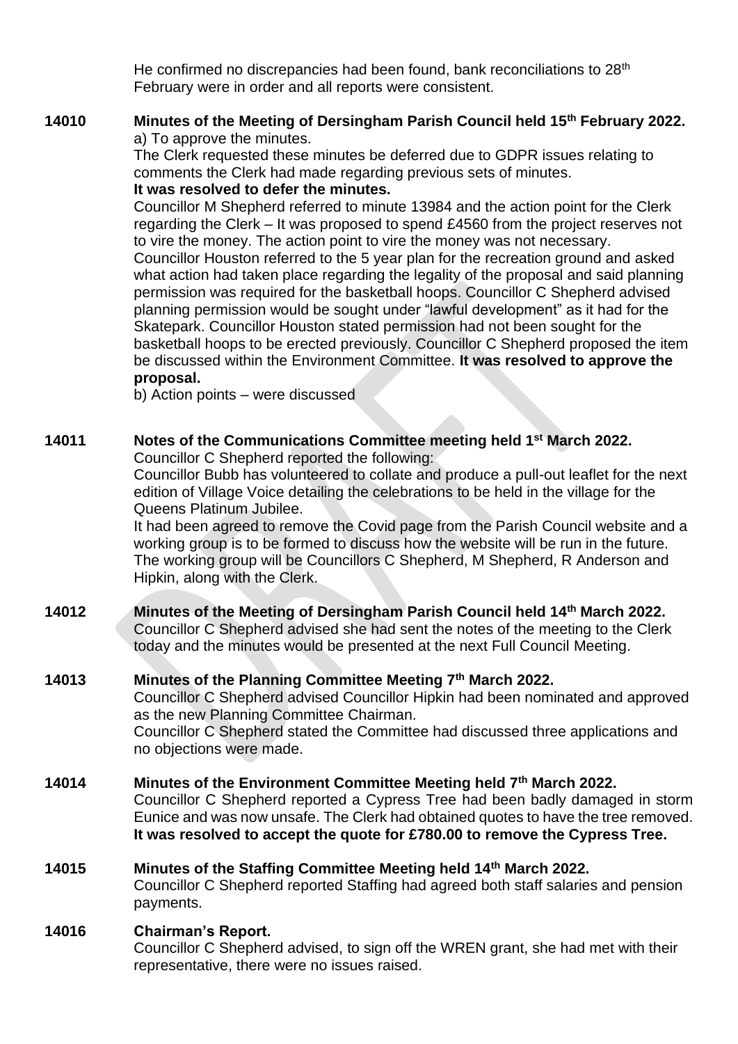He confirmed no discrepancies had been found, bank reconciliations to 28th February were in order and all reports were consistent.

**14010 Minutes of the Meeting of Dersingham Parish Council held 15th February 2022.**

a) To approve the minutes.

The Clerk requested these minutes be deferred due to GDPR issues relating to comments the Clerk had made regarding previous sets of minutes.

**It was resolved to defer the minutes.**

Councillor M Shepherd referred to minute 13984 and the action point for the Clerk regarding the Clerk – It was proposed to spend £4560 from the project reserves not to vire the money. The action point to vire the money was not necessary.

Councillor Houston referred to the 5 year plan for the recreation ground and asked what action had taken place regarding the legality of the proposal and said planning permission was required for the basketball hoops. Councillor C Shepherd advised planning permission would be sought under "lawful development" as it had for the Skatepark. Councillor Houston stated permission had not been sought for the basketball hoops to be erected previously. Councillor C Shepherd proposed the item be discussed within the Environment Committee. **It was resolved to approve the proposal.**

b) Action points – were discussed

**14011 Notes of the Communications Committee meeting held 1st March 2022.**

Councillor C Shepherd reported the following:

Councillor Bubb has volunteered to collate and produce a pull-out leaflet for the next edition of Village Voice detailing the celebrations to be held in the village for the Queens Platinum Jubilee.

It had been agreed to remove the Covid page from the Parish Council website and a working group is to be formed to discuss how the website will be run in the future. The working group will be Councillors C Shepherd, M Shepherd, R Anderson and Hipkin, along with the Clerk.

**14012 Minutes of the Meeting of Dersingham Parish Council held 14th March 2022.**

Councillor C Shepherd advised she had sent the notes of the meeting to the Clerk today and the minutes would be presented at the next Full Council Meeting.

**14013 Minutes of the Planning Committee Meeting 7th March 2022.**

Councillor C Shepherd advised Councillor Hipkin had been nominated and approved as the new Planning Committee Chairman.

Councillor C Shepherd stated the Committee had discussed three applications and no objections were made.

**14014 Minutes of the Environment Committee Meeting held 7th March 2022.**

Councillor C Shepherd reported a Cypress Tree had been badly damaged in storm Eunice and was now unsafe. The Clerk had obtained quotes to have the tree removed. **It was resolved to accept the quote for £780.00 to remove the Cypress Tree.**

**14015 Minutes of the Staffing Committee Meeting held 14th March 2022.**

Councillor C Shepherd reported Staffing had agreed both staff salaries and pension payments.

**14016 Chairman's Report.**

Councillor C Shepherd advised, to sign off the WREN grant, she had met with their representative, there were no issues raised.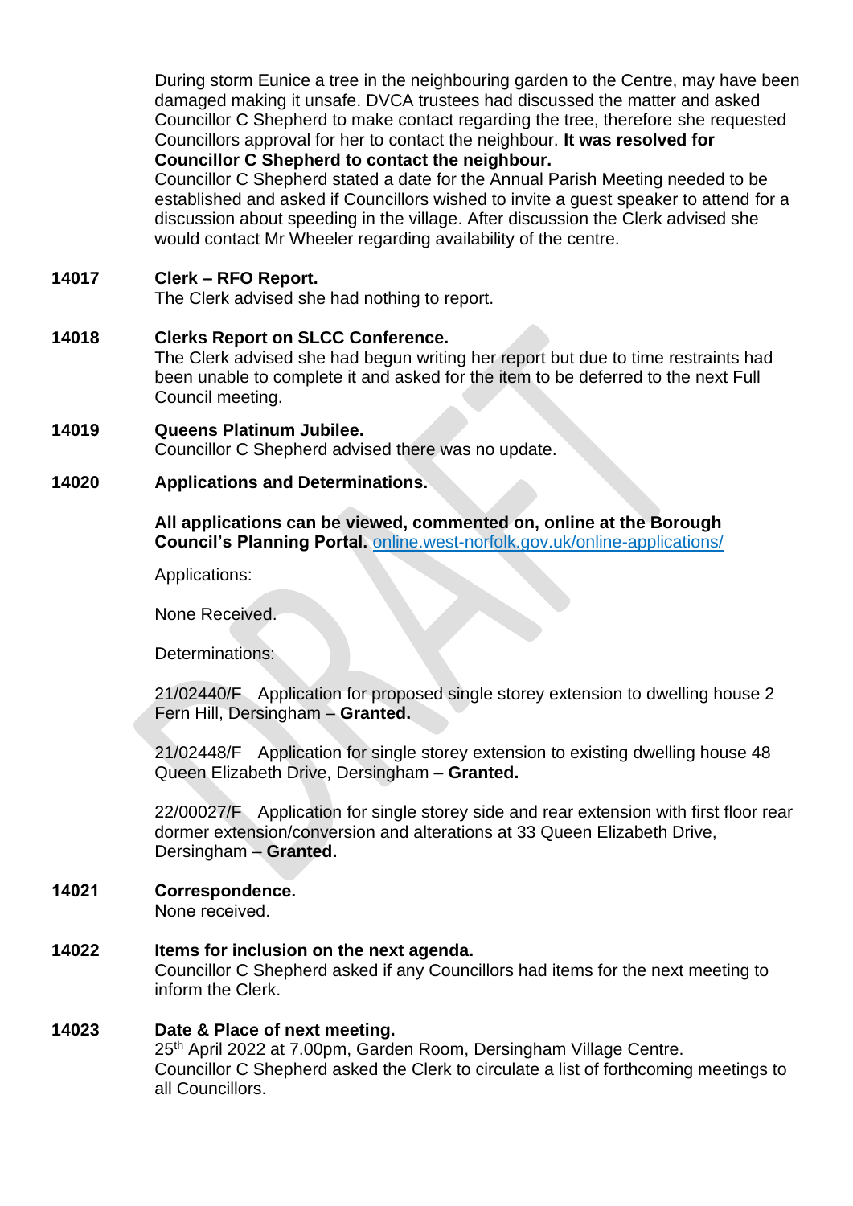During storm Eunice a tree in the neighbouring garden to the Centre, may have been damaged making it unsafe. DVCA trustees had discussed the matter and asked Councillor C Shepherd to make contact regarding the tree, therefore she requested Councillors approval for her to contact the neighbour. **It was resolved for Councillor C Shepherd to contact the neighbour.**
Councillor C Shepherd stated a date for the Annual Parish Meeting needed to be established and asked if Councillors wished to invite a guest speaker to attend for a discussion about speeding in the village. After discussion the Clerk advised she would contact Mr Wheeler regarding availability of the centre.

**14017 Clerk – RFO Report.**
The Clerk advised she had nothing to report.

**14018 Clerks Report on SLCC Conference.**
The Clerk advised she had begun writing her report but due to time restraints had been unable to complete it and asked for the item to be deferred to the next Full Council meeting.

**14019 Queens Platinum Jubilee.**
Councillor C Shepherd advised there was no update.

**14020 Applications and Determinations.**

**All applications can be viewed, commented on, online at the Borough Council's Planning Portal.** online.west-norfolk.gov.uk/online-applications/

Applications:

None Received.

Determinations:

21/02440/F Application for proposed single storey extension to dwelling house 2 Fern Hill, Dersingham – **Granted.**

21/02448/F Application for single storey extension to existing dwelling house 48 Queen Elizabeth Drive, Dersingham – **Granted.**

22/00027/F Application for single storey side and rear extension with first floor rear dormer extension/conversion and alterations at 33 Queen Elizabeth Drive, Dersingham – **Granted.**

**14021 Correspondence.**
None received.

**14022 Items for inclusion on the next agenda.**
Councillor C Shepherd asked if any Councillors had items for the next meeting to inform the Clerk.

**14023 Date & Place of next meeting.**
25th April 2022 at 7.00pm, Garden Room, Dersingham Village Centre.
Councillor C Shepherd asked the Clerk to circulate a list of forthcoming meetings to all Councillors.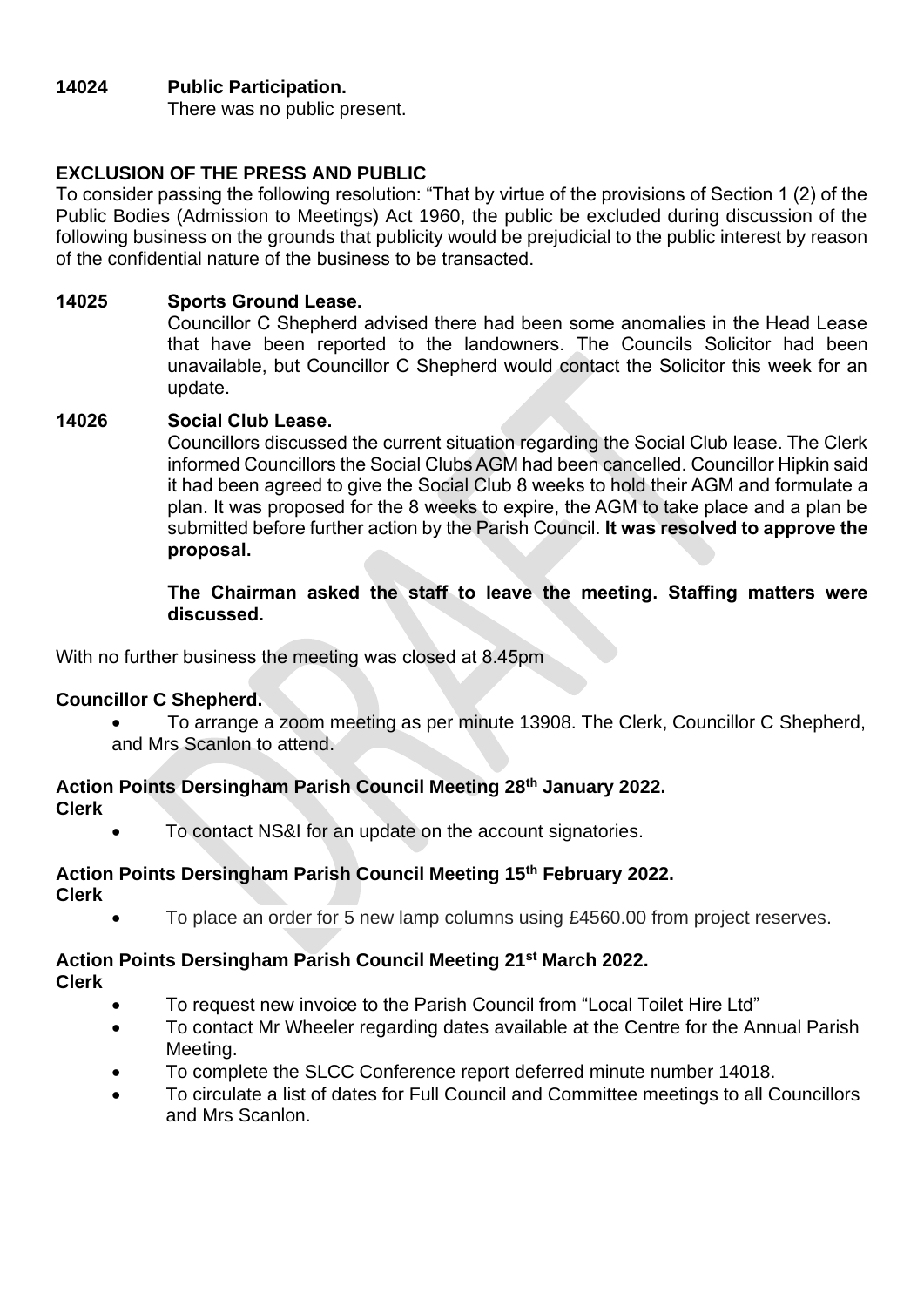**14024 Public Participation.**

There was no public present.

**EXCLUSION OF THE PRESS AND PUBLIC**

To consider passing the following resolution: "That by virtue of the provisions of Section 1 (2) of the Public Bodies (Admission to Meetings) Act 1960, the public be excluded during discussion of the following business on the grounds that publicity would be prejudicial to the public interest by reason of the confidential nature of the business to be transacted.

**14025 Sports Ground Lease.**

Councillor C Shepherd advised there had been some anomalies in the Head Lease that have been reported to the landowners. The Councils Solicitor had been unavailable, but Councillor C Shepherd would contact the Solicitor this week for an update.

**14026 Social Club Lease.**

Councillors discussed the current situation regarding the Social Club lease. The Clerk informed Councillors the Social Clubs AGM had been cancelled. Councillor Hipkin said it had been agreed to give the Social Club 8 weeks to hold their AGM and formulate a plan. It was proposed for the 8 weeks to expire, the AGM to take place and a plan be submitted before further action by the Parish Council. **It was resolved to approve the proposal.**

**The Chairman asked the staff to leave the meeting. Staffing matters were discussed.**

With no further business the meeting was closed at 8.45pm

**Councillor C Shepherd.**

- To arrange a zoom meeting as per minute 13908. The Clerk, Councillor C Shepherd, and Mrs Scanlon to attend.

**Action Points Dersingham Parish Council Meeting 28th January 2022.**
**Clerk**

- To contact NS&I for an update on the account signatories.

**Action Points Dersingham Parish Council Meeting 15th February 2022.**
**Clerk**

- To place an order for 5 new lamp columns using £4560.00 from project reserves.

**Action Points Dersingham Parish Council Meeting 21st March 2022.**
**Clerk**

- To request new invoice to the Parish Council from "Local Toilet Hire Ltd"
- To contact Mr Wheeler regarding dates available at the Centre for the Annual Parish Meeting.
- To complete the SLCC Conference report deferred minute number 14018.
- To circulate a list of dates for Full Council and Committee meetings to all Councillors and Mrs Scanlon.